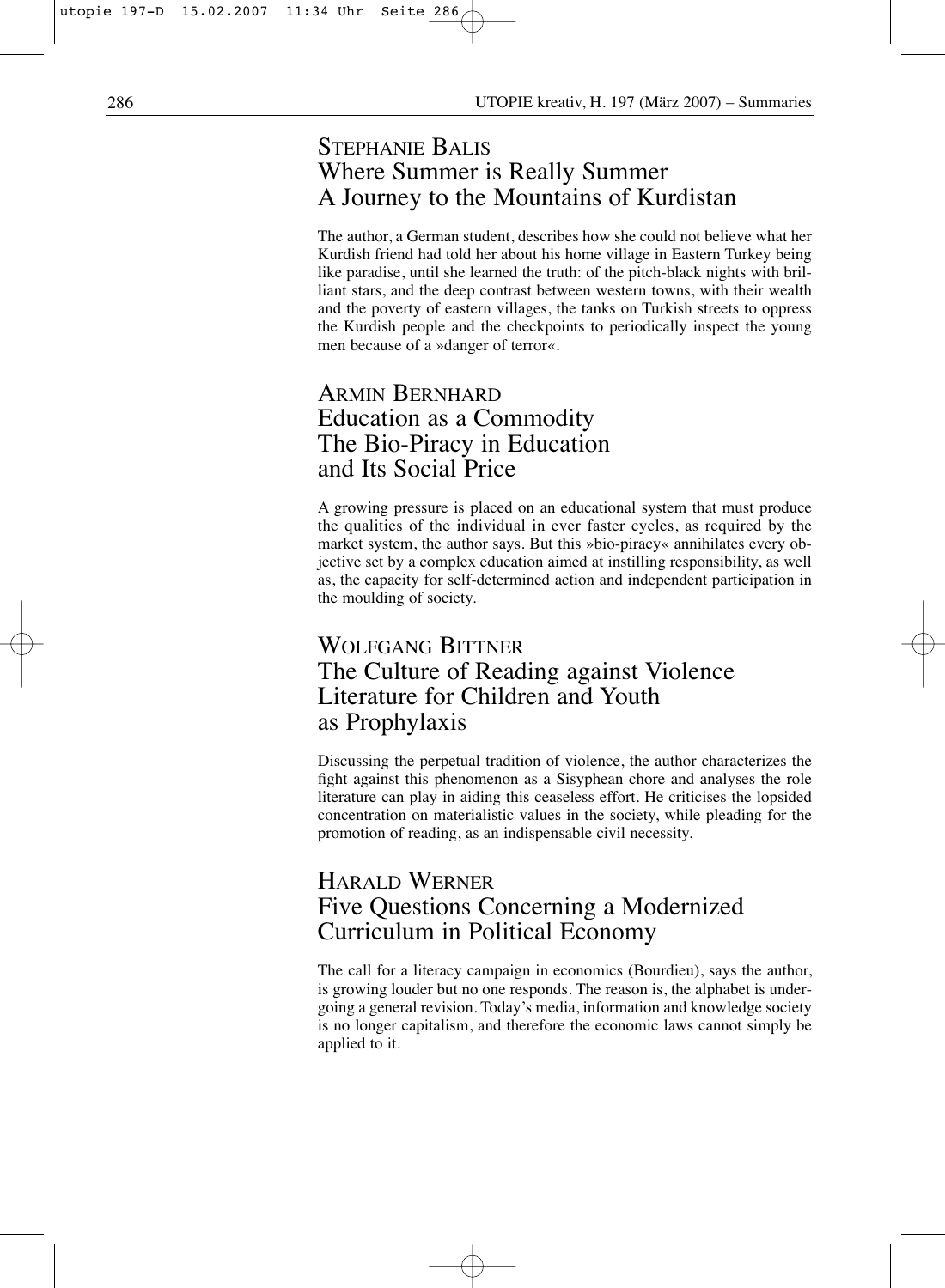## Stephanie Balis
## Where Summer is Really Summer
## A Journey to the Mountains of Kurdistan

The author, a German student, describes how she could not believe what her Kurdish friend had told her about his home village in Eastern Turkey being like paradise, until she learned the truth: of the pitch-black nights with brilliant stars, and the deep contrast between western towns, with their wealth and the poverty of eastern villages, the tanks on Turkish streets to oppress the Kurdish people and the checkpoints to periodically inspect the young men because of a »danger of terror«.

## Armin Bernhard
## Education as a Commodity
## The Bio-Piracy in Education and Its Social Price

A growing pressure is placed on an educational system that must produce the qualities of the individual in ever faster cycles, as required by the market system, the author says. But this »bio-piracy« annihilates every objective set by a complex education aimed at instilling responsibility, as well as, the capacity for self-determined action and independent participation in the moulding of society.

## Wolfgang Bittner
## The Culture of Reading against Violence
## Literature for Children and Youth as Prophylaxis

Discussing the perpetual tradition of violence, the author characterizes the fight against this phenomenon as a Sisyphean chore and analyses the role literature can play in aiding this ceaseless effort. He criticises the lopsided concentration on materialistic values in the society, while pleading for the promotion of reading, as an indispensable civil necessity.

## Harald Werner
## Five Questions Concerning a Modernized Curriculum in Political Economy

The call for a literacy campaign in economics (Bourdieu), says the author, is growing louder but no one responds. The reason is, the alphabet is undergoing a general revision. Today's media, information and knowledge society is no longer capitalism, and therefore the economic laws cannot simply be applied to it.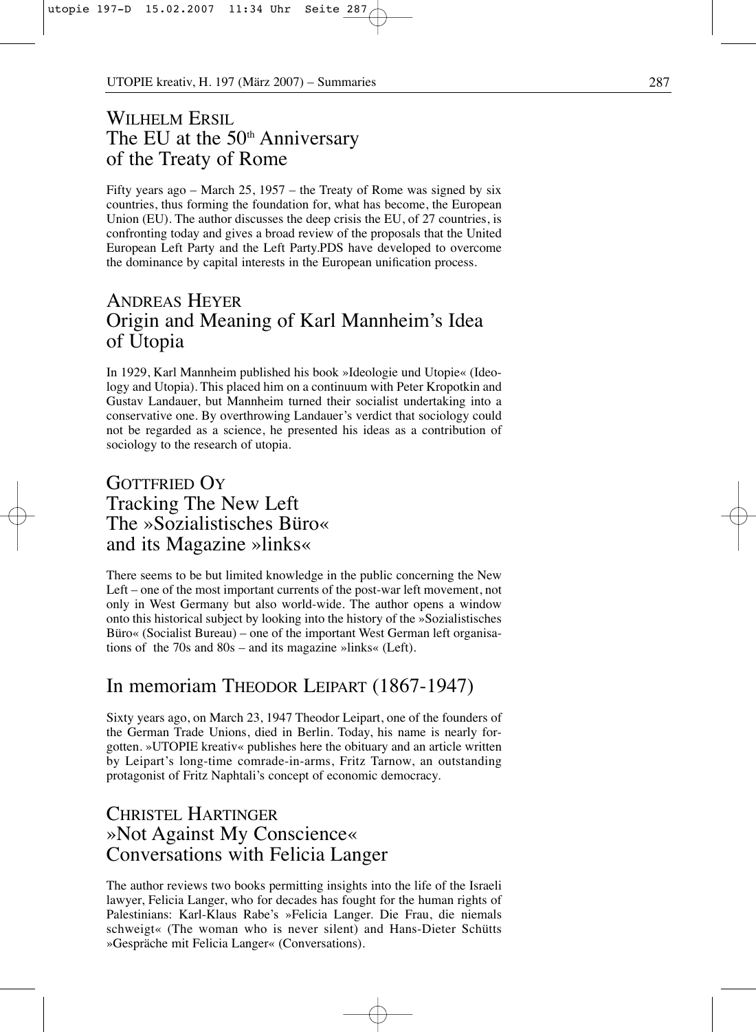## Wilhelm Ersil
## The EU at the 50th Anniversary of the Treaty of Rome

Fifty years ago – March 25, 1957 – the Treaty of Rome was signed by six countries, thus forming the foundation for, what has become, the European Union (EU). The author discusses the deep crisis the EU, of 27 countries, is confronting today and gives a broad review of the proposals that the United European Left Party and the Left Party.PDS have developed to overcome the dominance by capital interests in the European unification process.

## Andreas Heyer
## Origin and Meaning of Karl Mannheim's Idea of Utopia

In 1929, Karl Mannheim published his book »Ideologie und Utopie« (Ideology and Utopia). This placed him on a continuum with Peter Kropotkin and Gustav Landauer, but Mannheim turned their socialist undertaking into a conservative one. By overthrowing Landauer's verdict that sociology could not be regarded as a science, he presented his ideas as a contribution of sociology to the research of utopia.

## Gottfried Oy
## Tracking The New Left The »Sozialistisches Büro« and its Magazine »links«

There seems to be but limited knowledge in the public concerning the New Left – one of the most important currents of the post-war left movement, not only in West Germany but also world-wide. The author opens a window onto this historical subject by looking into the history of the »Sozialistisches Büro« (Socialist Bureau) – one of the important West German left organisations of the 70s and 80s – and its magazine »links« (Left).

## In memoriam Theodor Leipart (1867-1947)

Sixty years ago, on March 23, 1947 Theodor Leipart, one of the founders of the German Trade Unions, died in Berlin. Today, his name is nearly forgotten. »UTOPIE kreativ« publishes here the obituary and an article written by Leipart's long-time comrade-in-arms, Fritz Tarnow, an outstanding protagonist of Fritz Naphtali's concept of economic democracy.

## Christel Hartinger
## »Not Against My Conscience« Conversations with Felicia Langer

The author reviews two books permitting insights into the life of the Israeli lawyer, Felicia Langer, who for decades has fought for the human rights of Palestinians: Karl-Klaus Rabe's »Felicia Langer. Die Frau, die niemals schweigt« (The woman who is never silent) and Hans-Dieter Schütts »Gespräche mit Felicia Langer« (Conversations).